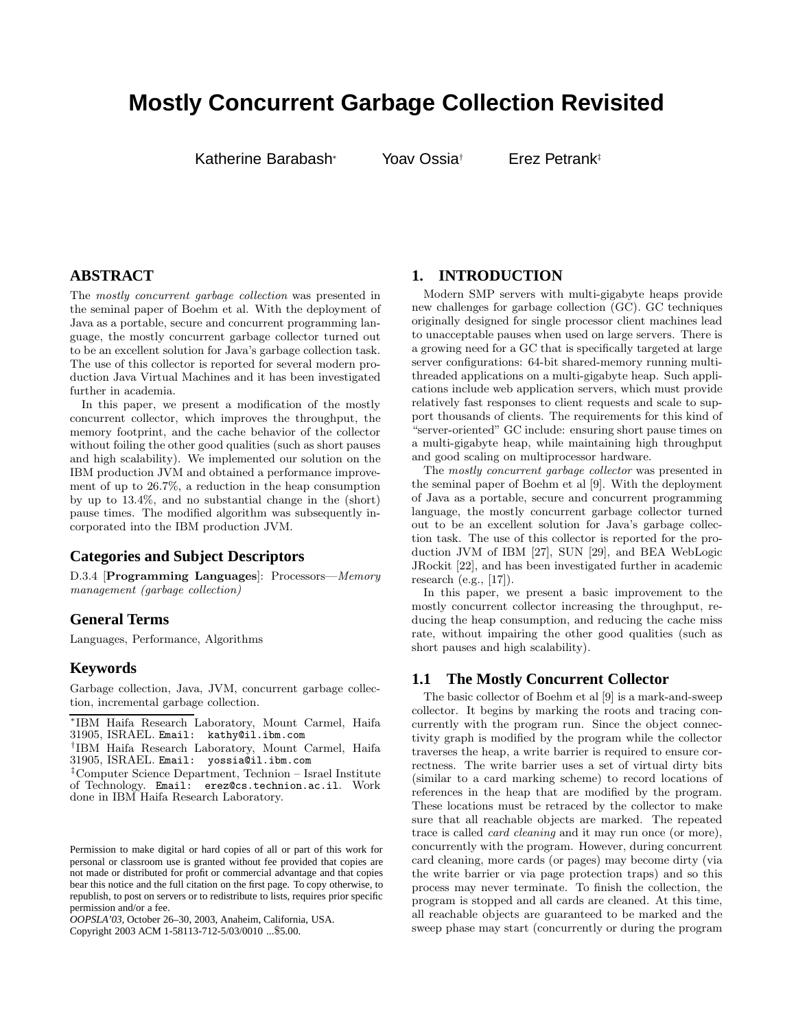# Mostly Concurrent Garbage Collection Revisited

Katherine Barabash[*] Yoav Ossia[†] Erez Petrank[‡]

## ABSTRACT

The *mostly concurrent garbage collection* was presented in the seminal paper of Boehm et al. With the deployment of Java as a portable, secure and concurrent programming language, the mostly concurrent garbage collector turned out to be an excellent solution for Java's garbage collection task. The use of this collector is reported for several modern production Java Virtual Machines and it has been investigated further in academia.

In this paper, we present a modification of the mostly concurrent collector, which improves the throughput, the memory footprint, and the cache behavior of the collector without foiling the other good qualities (such as short pauses and high scalability). We implemented our solution on the IBM production JVM and obtained a performance improvement of up to 26.7%, a reduction in the heap consumption by up to 13.4%, and no substantial change in the (short) pause times. The modified algorithm was subsequently incorporated into the IBM production JVM.

### Categories and Subject Descriptors

D.3.4 [**Programming Languages**]: Processors—*Memory management (garbage collection)*

### General Terms

Languages, Performance, Algorithms

### Keywords

Garbage collection, Java, JVM, concurrent garbage collection, incremental garbage collection.

[*]IBM Haifa Research Laboratory, Mount Carmel, Haifa 31905, ISRAEL. Email: kathy@il.ibm.com

[†]IBM Haifa Research Laboratory, Mount Carmel, Haifa 31905, ISRAEL. Email: yossia@il.ibm.com

[‡]Computer Science Department, Technion – Israel Institute of Technology. Email: erez@cs.technion.ac.il. Work done in IBM Haifa Research Laboratory.

Permission to make digital or hard copies of all or part of this work for personal or classroom use is granted without fee provided that copies are not made or distributed for profit or commercial advantage and that copies bear this notice and the full citation on the first page. To copy otherwise, to republish, to post on servers or to redistribute to lists, requires prior specific permission and/or a fee.
*OOPSLA'03*, October 26–30, 2003, Anaheim, California, USA.
Copyright 2003 ACM 1-58113-712-5/03/0010 ...$5.00.

## 1. INTRODUCTION

Modern SMP servers with multi-gigabyte heaps provide new challenges for garbage collection (GC). GC techniques originally designed for single processor client machines lead to unacceptable pauses when used on large servers. There is a growing need for a GC that is specifically targeted at large server configurations: 64-bit shared-memory running multi-threaded applications on a multi-gigabyte heap. Such applications include web application servers, which must provide relatively fast responses to client requests and scale to support thousands of clients. The requirements for this kind of "server-oriented" GC include: ensuring short pause times on a multi-gigabyte heap, while maintaining high throughput and good scaling on multiprocessor hardware.

The *mostly concurrent garbage collector* was presented in the seminal paper of Boehm et al [9]. With the deployment of Java as a portable, secure and concurrent programming language, the mostly concurrent garbage collector turned out to be an excellent solution for Java's garbage collection task. The use of this collector is reported for the production JVM of IBM [27], SUN [29], and BEA WebLogic JRockit [22], and has been investigated further in academic research (e.g., [17]).

In this paper, we present a basic improvement to the mostly concurrent collector increasing the throughput, reducing the heap consumption, and reducing the cache miss rate, without impairing the other good qualities (such as short pauses and high scalability).

### 1.1 The Mostly Concurrent Collector

The basic collector of Boehm et al [9] is a mark-and-sweep collector. It begins by marking the roots and tracing concurrently with the program run. Since the object connectivity graph is modified by the program while the collector traverses the heap, a write barrier is required to ensure correctness. The write barrier uses a set of virtual dirty bits (similar to a card marking scheme) to record locations of references in the heap that are modified by the program. These locations must be retraced by the collector to make sure that all reachable objects are marked. The repeated trace is called *card cleaning* and it may run once (or more), concurrently with the program. However, during concurrent card cleaning, more cards (or pages) may become dirty (via the write barrier or via page protection traps) and so this process may never terminate. To finish the collection, the program is stopped and all cards are cleaned. At this time, all reachable objects are guaranteed to be marked and the sweep phase may start (concurrently or during the program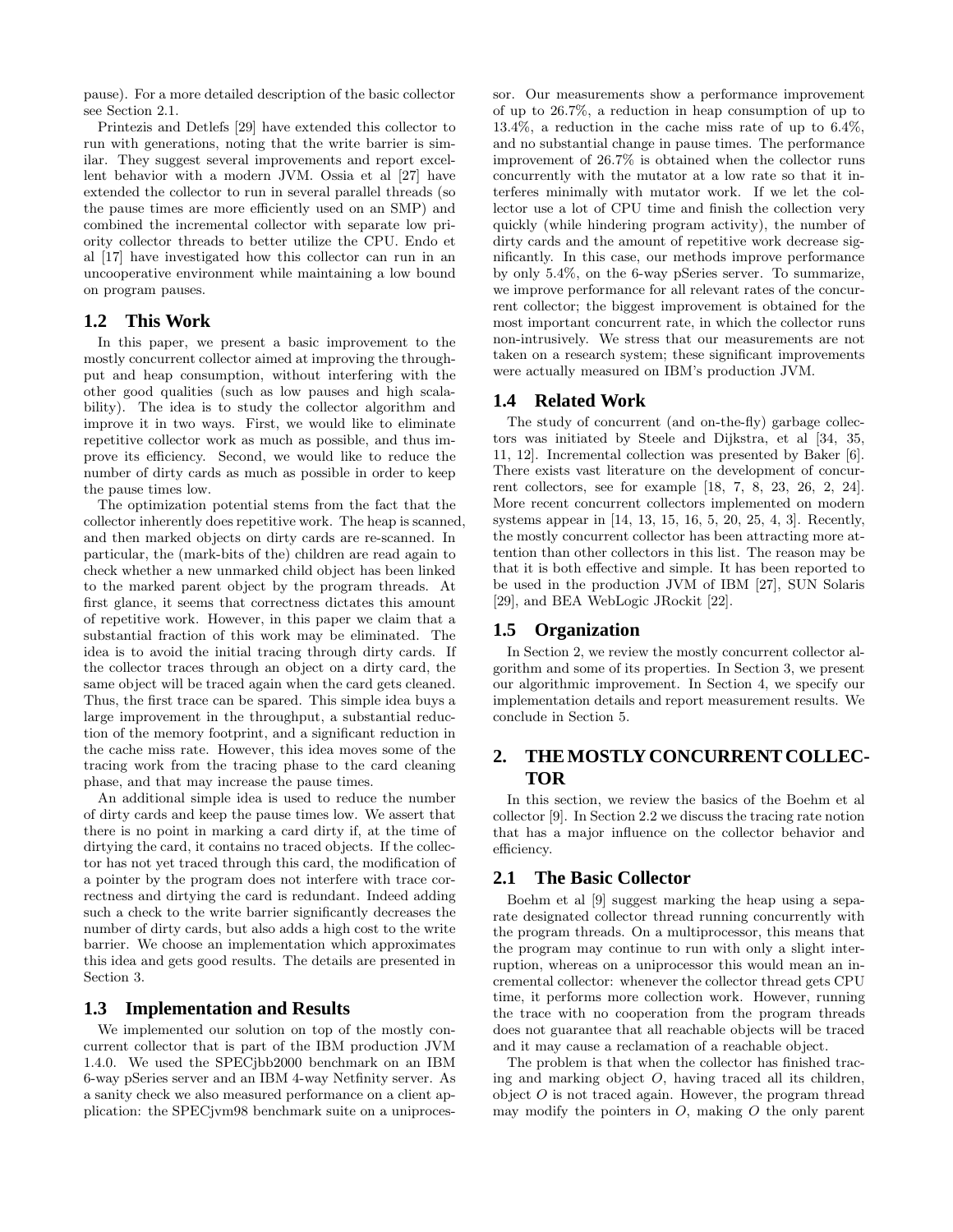pause). For a more detailed description of the basic collector see Section 2.1.

Printezis and Detlefs [29] have extended this collector to run with generations, noting that the write barrier is similar. They suggest several improvements and report excellent behavior with a modern JVM. Ossia et al [27] have extended the collector to run in several parallel threads (so the pause times are more efficiently used on an SMP) and combined the incremental collector with separate low priority collector threads to better utilize the CPU. Endo et al [17] have investigated how this collector can run in an uncooperative environment while maintaining a low bound on program pauses.

## 1.2 This Work

In this paper, we present a basic improvement to the mostly concurrent collector aimed at improving the throughput and heap consumption, without interfering with the other good qualities (such as low pauses and high scalability). The idea is to study the collector algorithm and improve it in two ways. First, we would like to eliminate repetitive collector work as much as possible, and thus improve its efficiency. Second, we would like to reduce the number of dirty cards as much as possible in order to keep the pause times low.

The optimization potential stems from the fact that the collector inherently does repetitive work. The heap is scanned, and then marked objects on dirty cards are re-scanned. In particular, the (mark-bits of the) children are read again to check whether a new unmarked child object has been linked to the marked parent object by the program threads. At first glance, it seems that correctness dictates this amount of repetitive work. However, in this paper we claim that a substantial fraction of this work may be eliminated. The idea is to avoid the initial tracing through dirty cards. If the collector traces through an object on a dirty card, the same object will be traced again when the card gets cleaned. Thus, the first trace can be spared. This simple idea buys a large improvement in the throughput, a substantial reduction of the memory footprint, and a significant reduction in the cache miss rate. However, this idea moves some of the tracing work from the tracing phase to the card cleaning phase, and that may increase the pause times.

An additional simple idea is used to reduce the number of dirty cards and keep the pause times low. We assert that there is no point in marking a card dirty if, at the time of dirtying the card, it contains no traced objects. If the collector has not yet traced through this card, the modification of a pointer by the program does not interfere with trace correctness and dirtying the card is redundant. Indeed adding such a check to the write barrier significantly decreases the number of dirty cards, but also adds a high cost to the write barrier. We choose an implementation which approximates this idea and gets good results. The details are presented in Section 3.

## 1.3 Implementation and Results

We implemented our solution on top of the mostly concurrent collector that is part of the IBM production JVM 1.4.0. We used the SPECjbb2000 benchmark on an IBM 6-way pSeries server and an IBM 4-way Netfinity server. As a sanity check we also measured performance on a client application: the SPECjvm98 benchmark suite on a uniprocessor. Our measurements show a performance improvement of up to 26.7%, a reduction in heap consumption of up to 13.4%, a reduction in the cache miss rate of up to 6.4%, and no substantial change in pause times. The performance improvement of 26.7% is obtained when the collector runs concurrently with the mutator at a low rate so that it interferes minimally with mutator work. If we let the collector use a lot of CPU time and finish the collection very quickly (while hindering program activity), the number of dirty cards and the amount of repetitive work decrease significantly. In this case, our methods improve performance by only 5.4%, on the 6-way pSeries server. To summarize, we improve performance for all relevant rates of the concurrent collector; the biggest improvement is obtained for the most important concurrent rate, in which the collector runs non-intrusively. We stress that our measurements are not taken on a research system; these significant improvements were actually measured on IBM's production JVM.

## 1.4 Related Work

The study of concurrent (and on-the-fly) garbage collectors was initiated by Steele and Dijkstra, et al [34, 35, 11, 12]. Incremental collection was presented by Baker [6]. There exists vast literature on the development of concurrent collectors, see for example [18, 7, 8, 23, 26, 2, 24]. More recent concurrent collectors implemented on modern systems appear in [14, 13, 15, 16, 5, 20, 25, 4, 3]. Recently, the mostly concurrent collector has been attracting more attention than other collectors in this list. The reason may be that it is both effective and simple. It has been reported to be used in the production JVM of IBM [27], SUN Solaris [29], and BEA WebLogic JRockit [22].

## 1.5 Organization

In Section 2, we review the mostly concurrent collector algorithm and some of its properties. In Section 3, we present our algorithmic improvement. In Section 4, we specify our implementation details and report measurement results. We conclude in Section 5.

# 2. THE MOSTLY CONCURRENT COLLECTOR

In this section, we review the basics of the Boehm et al collector [9]. In Section 2.2 we discuss the tracing rate notion that has a major influence on the collector behavior and efficiency.

## 2.1 The Basic Collector

Boehm et al [9] suggest marking the heap using a separate designated collector thread running concurrently with the program threads. On a multiprocessor, this means that the program may continue to run with only a slight interruption, whereas on a uniprocessor this would mean an incremental collector: whenever the collector thread gets CPU time, it performs more collection work. However, running the trace with no cooperation from the program threads does not guarantee that all reachable objects will be traced and it may cause a reclamation of a reachable object.

The problem is that when the collector has finished tracing and marking object $O$, having traced all its children, object $O$ is not traced again. However, the program thread may modify the pointers in $O$, making $O$ the only parent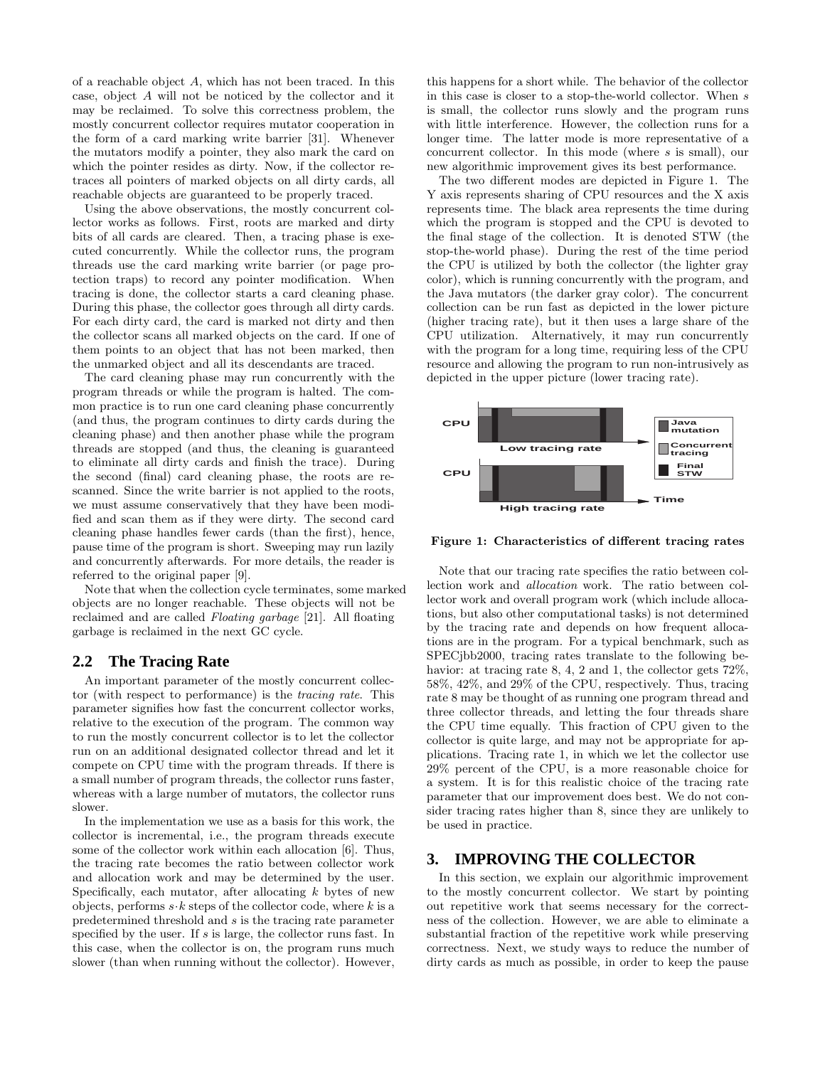of a reachable object $A$, which has not been traced. In this case, object $A$ will not be noticed by the collector and it may be reclaimed. To solve this correctness problem, the mostly concurrent collector requires mutator cooperation in the form of a card marking write barrier [31]. Whenever the mutators modify a pointer, they also mark the card on which the pointer resides as dirty. Now, if the collector retraces all pointers of marked objects on all dirty cards, all reachable objects are guaranteed to be properly traced.

Using the above observations, the mostly concurrent collector works as follows. First, roots are marked and dirty bits of all cards are cleared. Then, a tracing phase is executed concurrently. While the collector runs, the program threads use the card marking write barrier (or page protection traps) to record any pointer modification. When tracing is done, the collector starts a card cleaning phase. During this phase, the collector goes through all dirty cards. For each dirty card, the card is marked not dirty and then the collector scans all marked objects on the card. If one of them points to an object that has not been marked, then the unmarked object and all its descendants are traced.

The card cleaning phase may run concurrently with the program threads or while the program is halted. The common practice is to run one card cleaning phase concurrently (and thus, the program continues to dirty cards during the cleaning phase) and then another phase while the program threads are stopped (and thus, the cleaning is guaranteed to eliminate all dirty cards and finish the trace). During the second (final) card cleaning phase, the roots are rescanned. Since the write barrier is not applied to the roots, we must assume conservatively that they have been modified and scan them as if they were dirty. The second card cleaning phase handles fewer cards (than the first), hence, pause time of the program is short. Sweeping may run lazily and concurrently afterwards. For more details, the reader is referred to the original paper [9].

Note that when the collection cycle terminates, some marked objects are no longer reachable. These objects will not be reclaimed and are called *Floating garbage* [21]. All floating garbage is reclaimed in the next GC cycle.

## 2.2 The Tracing Rate

An important parameter of the mostly concurrent collector (with respect to performance) is the *tracing rate*. This parameter signifies how fast the concurrent collector works, relative to the execution of the program. The common way to run the mostly concurrent collector is to let the collector run on an additional designated collector thread and let it compete on CPU time with the program threads. If there is a small number of program threads, the collector runs faster, whereas with a large number of mutators, the collector runs slower.

In the implementation we use as a basis for this work, the collector is incremental, i.e., the program threads execute some of the collector work within each allocation [6]. Thus, the tracing rate becomes the ratio between collector work and allocation work and may be determined by the user. Specifically, each mutator, after allocating $k$ bytes of new objects, performs $s \cdot k$ steps of the collector code, where $k$ is a predetermined threshold and $s$ is the tracing rate parameter specified by the user. If $s$ is large, the collector runs fast. In this case, when the collector is on, the program runs much slower (than when running without the collector). However, this happens for a short while. The behavior of the collector in this case is closer to a stop-the-world collector. When $s$ is small, the collector runs slowly and the program runs with little interference. However, the collection runs for a longer time. The latter mode is more representative of a concurrent collector. In this mode (where $s$ is small), our new algorithmic improvement gives its best performance.

The two different modes are depicted in Figure 1. The Y axis represents sharing of CPU resources and the X axis represents time. The black area represents the time during which the program is stopped and the CPU is devoted to the final stage of the collection. It is denoted STW (the stop-the-world phase). During the rest of the time period the CPU is utilized by both the collector (the lighter gray color), which is running concurrently with the program, and the Java mutators (the darker gray color). The concurrent collection can be run fast as depicted in the lower picture (higher tracing rate), but it then uses a large share of the CPU utilization. Alternatively, it may run concurrently with the program for a long time, requiring less of the CPU resource and allowing the program to run non-intrusively as depicted in the upper picture (lower tracing rate).

CPU
Low tracing rate
CPU
High tracing rate
Time
Java mutation
Concurrent tracing
Final STW

**Figure 1: Characteristics of different tracing rates**

Note that our tracing rate specifies the ratio between collection work and *allocation* work. The ratio between collector work and overall program work (which include allocations, but also other computational tasks) is not determined by the tracing rate and depends on how frequent allocations are in the program. For a typical benchmark, such as SPECjbb2000, tracing rates translate to the following behavior: at tracing rate 8, 4, 2 and 1, the collector gets 72%, 58%, 42%, and 29% of the CPU, respectively. Thus, tracing rate 8 may be thought of as running one program thread and three collector threads, and letting the four threads share the CPU time equally. This fraction of CPU given to the collector is quite large, and may not be appropriate for applications. Tracing rate 1, in which we let the collector use 29% percent of the CPU, is a more reasonable choice for a system. It is for this realistic choice of the tracing rate parameter that our improvement does best. We do not consider tracing rates higher than 8, since they are unlikely to be used in practice.

# 3. IMPROVING THE COLLECTOR

In this section, we explain our algorithmic improvement to the mostly concurrent collector. We start by pointing out repetitive work that seems necessary for the correctness of the collection. However, we are able to eliminate a substantial fraction of the repetitive work while preserving correctness. Next, we study ways to reduce the number of dirty cards as much as possible, in order to keep the pause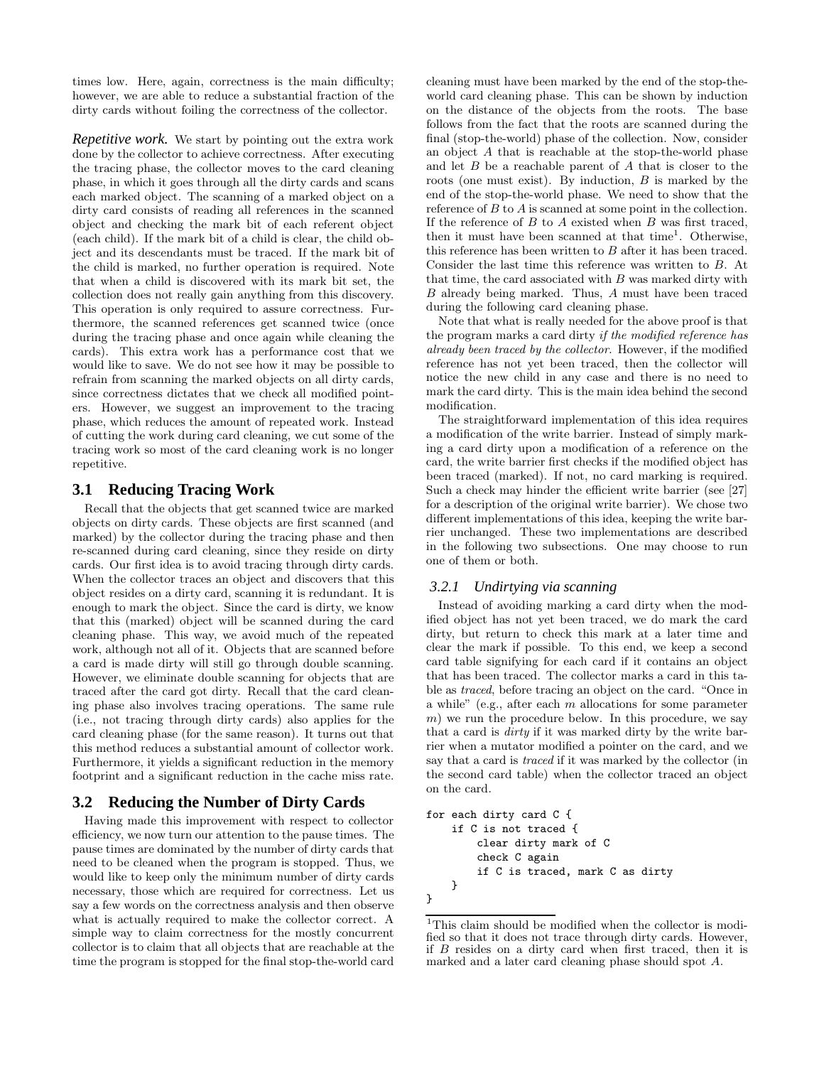times low. Here, again, correctness is the main difficulty; however, we are able to reduce a substantial fraction of the dirty cards without foiling the correctness of the collector.

***Repetitive work.*** We start by pointing out the extra work done by the collector to achieve correctness. After executing the tracing phase, the collector moves to the card cleaning phase, in which it goes through all the dirty cards and scans each marked object. The scanning of a marked object on a dirty card consists of reading all references in the scanned object and checking the mark bit of each referent object (each child). If the mark bit of a child is clear, the child object and its descendants must be traced. If the mark bit of the child is marked, no further operation is required. Note that when a child is discovered with its mark bit set, the collection does not really gain anything from this discovery. This operation is only required to assure correctness. Furthermore, the scanned references get scanned twice (once during the tracing phase and once again while cleaning the cards). This extra work has a performance cost that we would like to save. We do not see how it may be possible to refrain from scanning the marked objects on all dirty cards, since correctness dictates that we check all modified pointers. However, we suggest an improvement to the tracing phase, which reduces the amount of repeated work. Instead of cutting the work during card cleaning, we cut some of the tracing work so most of the card cleaning work is no longer repetitive.

## 3.1 Reducing Tracing Work

Recall that the objects that get scanned twice are marked objects on dirty cards. These objects are first scanned (and marked) by the collector during the tracing phase and then re-scanned during card cleaning, since they reside on dirty cards. Our first idea is to avoid tracing through dirty cards. When the collector traces an object and discovers that this object resides on a dirty card, scanning it is redundant. It is enough to mark the object. Since the card is dirty, we know that this (marked) object will be scanned during the card cleaning phase. This way, we avoid much of the repeated work, although not all of it. Objects that are scanned before a card is made dirty will still go through double scanning. However, we eliminate double scanning for objects that are traced after the card got dirty. Recall that the card cleaning phase also involves tracing operations. The same rule (i.e., not tracing through dirty cards) also applies for the card cleaning phase (for the same reason). It turns out that this method reduces a substantial amount of collector work. Furthermore, it yields a significant reduction in the memory footprint and a significant reduction in the cache miss rate.

## 3.2 Reducing the Number of Dirty Cards

Having made this improvement with respect to collector efficiency, we now turn our attention to the pause times. The pause times are dominated by the number of dirty cards that need to be cleaned when the program is stopped. Thus, we would like to keep only the minimum number of dirty cards necessary, those which are required for correctness. Let us say a few words on the correctness analysis and then observe what is actually required to make the collector correct. A simple way to claim correctness for the mostly concurrent collector is to claim that all objects that are reachable at the time the program is stopped for the final stop-the-world card cleaning must have been marked by the end of the stop-the-world card cleaning phase. This can be shown by induction on the distance of the objects from the roots. The base follows from the fact that the roots are scanned during the final (stop-the-world) phase of the collection. Now, consider an object $A$ that is reachable at the stop-the-world phase and let $B$ be a reachable parent of $A$ that is closer to the roots (one must exist). By induction, $B$ is marked by the end of the stop-the-world phase. We need to show that the reference of $B$ to $A$ is scanned at some point in the collection. If the reference of $B$ to $A$ existed when $B$ was first traced, then it must have been scanned at that time[1]. Otherwise, this reference has been written to $B$ after it has been traced. Consider the last time this reference was written to $B$. At that time, the card associated with $B$ was marked dirty with $B$ already being marked. Thus, $A$ must have been traced during the following card cleaning phase.

Note that what is really needed for the above proof is that the program marks a card dirty *if the modified reference has already been traced by the collector*. However, if the modified reference has not yet been traced, then the collector will notice the new child in any case and there is no need to mark the card dirty. This is the main idea behind the second modification.

The straightforward implementation of this idea requires a modification of the write barrier. Instead of simply marking a card dirty upon a modification of a reference on the card, the write barrier first checks if the modified object has been traced (marked). If not, no card marking is required. Such a check may hinder the efficient write barrier (see [27] for a description of the original write barrier). We chose two different implementations of this idea, keeping the write barrier unchanged. These two implementations are described in the following two subsections. One may choose to run one of them or both.

### 3.2.1 Undirtying via scanning

Instead of avoiding marking a card dirty when the modified object has not yet been traced, we do mark the card dirty, but return to check this mark at a later time and clear the mark if possible. To this end, we keep a second card table signifying for each card if it contains an object that has been traced. The collector marks a card in this table as *traced*, before tracing an object on the card. "Once in a while" (e.g., after each $m$ allocations for some parameter $m$) we run the procedure below. In this procedure, we say that a card is *dirty* if it was marked dirty by the write barrier when a mutator modified a pointer on the card, and we say that a card is *traced* if it was marked by the collector (in the second card table) when the collector traced an object on the card.

```
for each dirty card C {
    if C is not traced {
        clear dirty mark of C
        check C again
        if C is traced, mark C as dirty
    }
}
```

[1] This claim should be modified when the collector is modified so that it does not trace through dirty cards. However, if $B$ resides on a dirty card when first traced, then it is marked and a later card cleaning phase should spot $A$.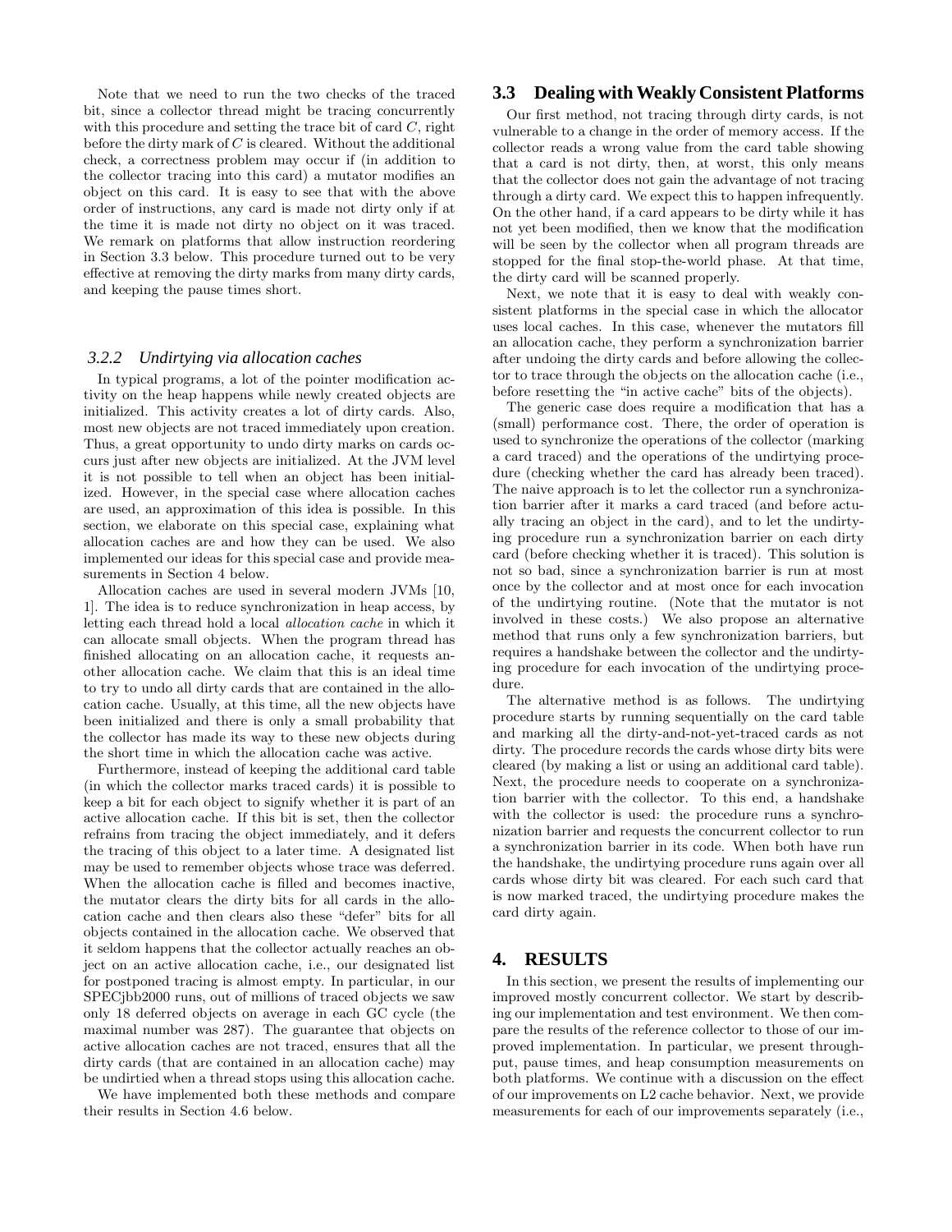Note that we need to run the two checks of the traced bit, since a collector thread might be tracing concurrently with this procedure and setting the trace bit of card $C$, right before the dirty mark of $C$ is cleared. Without the additional check, a correctness problem may occur if (in addition to the collector tracing into this card) a mutator modifies an object on this card. It is easy to see that with the above order of instructions, any card is made not dirty only if at the time it is made not dirty no object on it was traced. We remark on platforms that allow instruction reordering in Section 3.3 below. This procedure turned out to be very effective at removing the dirty marks from many dirty cards, and keeping the pause times short.

#### 3.2.2 Undirtying via allocation caches

In typical programs, a lot of the pointer modification activity on the heap happens while newly created objects are initialized. This activity creates a lot of dirty cards. Also, most new objects are not traced immediately upon creation. Thus, a great opportunity to undo dirty marks on cards occurs just after new objects are initialized. At the JVM level it is not possible to tell when an object has been initialized. However, in the special case where allocation caches are used, an approximation of this idea is possible. In this section, we elaborate on this special case, explaining what allocation caches are and how they can be used. We also implemented our ideas for this special case and provide measurements in Section 4 below.

Allocation caches are used in several modern JVMs [10, 1]. The idea is to reduce synchronization in heap access, by letting each thread hold a local *allocation cache* in which it can allocate small objects. When the program thread has finished allocating on an allocation cache, it requests another allocation cache. We claim that this is an ideal time to try to undo all dirty cards that are contained in the allocation cache. Usually, at this time, all the new objects have been initialized and there is only a small probability that the collector has made its way to these new objects during the short time in which the allocation cache was active.

Furthermore, instead of keeping the additional card table (in which the collector marks traced cards) it is possible to keep a bit for each object to signify whether it is part of an active allocation cache. If this bit is set, then the collector refrains from tracing the object immediately, and it defers the tracing of this object to a later time. A designated list may be used to remember objects whose trace was deferred. When the allocation cache is filled and becomes inactive, the mutator clears the dirty bits for all cards in the allocation cache and then clears also these "defer" bits for all objects contained in the allocation cache. We observed that it seldom happens that the collector actually reaches an object on an active allocation cache, i.e., our designated list for postponed tracing is almost empty. In particular, in our SPECjbb2000 runs, out of millions of traced objects we saw only 18 deferred objects on average in each GC cycle (the maximal number was 287). The guarantee that objects on active allocation caches are not traced, ensures that all the dirty cards (that are contained in an allocation cache) may be undirtied when a thread stops using this allocation cache.

We have implemented both these methods and compare their results in Section 4.6 below.

## 3.3 Dealing with Weakly Consistent Platforms

Our first method, not tracing through dirty cards, is not vulnerable to a change in the order of memory access. If the collector reads a wrong value from the card table showing that a card is not dirty, then, at worst, this only means that the collector does not gain the advantage of not tracing through a dirty card. We expect this to happen infrequently. On the other hand, if a card appears to be dirty while it has not yet been modified, then we know that the modification will be seen by the collector when all program threads are stopped for the final stop-the-world phase. At that time, the dirty card will be scanned properly.

Next, we note that it is easy to deal with weakly consistent platforms in the special case in which the allocator uses local caches. In this case, whenever the mutators fill an allocation cache, they perform a synchronization barrier after undoing the dirty cards and before allowing the collector to trace through the objects on the allocation cache (i.e., before resetting the "in active cache" bits of the objects).

The generic case does require a modification that has a (small) performance cost. There, the order of operation is used to synchronize the operations of the collector (marking a card traced) and the operations of the undirtying procedure (checking whether the card has already been traced). The naive approach is to let the collector run a synchronization barrier after it marks a card traced (and before actually tracing an object in the card), and to let the undirtying procedure run a synchronization barrier on each dirty card (before checking whether it is traced). This solution is not so bad, since a synchronization barrier is run at most once by the collector and at most once for each invocation of the undirtying routine. (Note that the mutator is not involved in these costs.) We also propose an alternative method that runs only a few synchronization barriers, but requires a handshake between the collector and the undirtying procedure for each invocation of the undirtying procedure.

The alternative method is as follows. The undirtying procedure starts by running sequentially on the card table and marking all the dirty-and-not-yet-traced cards as not dirty. The procedure records the cards whose dirty bits were cleared (by making a list or using an additional card table). Next, the procedure needs to cooperate on a synchronization barrier with the collector. To this end, a handshake with the collector is used: the procedure runs a synchronization barrier and requests the concurrent collector to run a synchronization barrier in its code. When both have run the handshake, the undirtying procedure runs again over all cards whose dirty bit was cleared. For each such card that is now marked traced, the undirtying procedure makes the card dirty again.

# 4. RESULTS

In this section, we present the results of implementing our improved mostly concurrent collector. We start by describing our implementation and test environment. We then compare the results of the reference collector to those of our improved implementation. In particular, we present throughput, pause times, and heap consumption measurements on both platforms. We continue with a discussion on the effect of our improvements on L2 cache behavior. Next, we provide measurements for each of our improvements separately (i.e.,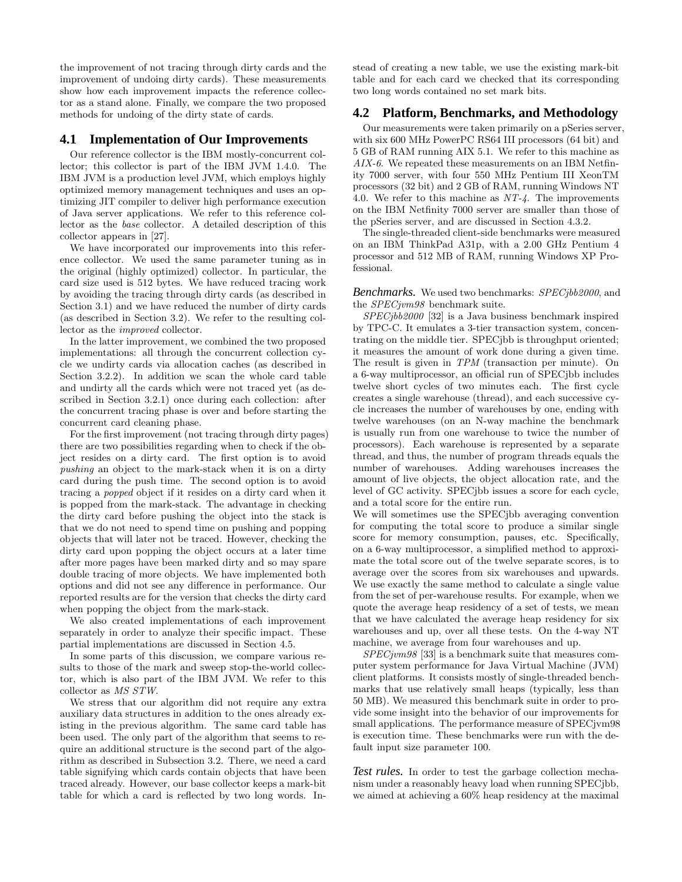the improvement of not tracing through dirty cards and the improvement of undoing dirty cards). These measurements show how each improvement impacts the reference collector as a stand alone. Finally, we compare the two proposed methods for undoing of the dirty state of cards.

## 4.1 Implementation of Our Improvements

Our reference collector is the IBM mostly-concurrent collector; this collector is part of the IBM JVM 1.4.0. The IBM JVM is a production level JVM, which employs highly optimized memory management techniques and uses an optimizing JIT compiler to deliver high performance execution of Java server applications. We refer to this reference collector as the *base* collector. A detailed description of this collector appears in [27].

We have incorporated our improvements into this reference collector. We used the same parameter tuning as in the original (highly optimized) collector. In particular, the card size used is 512 bytes. We have reduced tracing work by avoiding the tracing through dirty cards (as described in Section 3.1) and we have reduced the number of dirty cards (as described in Section 3.2). We refer to the resulting collector as the *improved* collector.

In the latter improvement, we combined the two proposed implementations: all through the concurrent collection cycle we undirty cards via allocation caches (as described in Section 3.2.2). In addition we scan the whole card table and undirty all the cards which were not traced yet (as described in Section 3.2.1) once during each collection: after the concurrent tracing phase is over and before starting the concurrent card cleaning phase.

For the first improvement (not tracing through dirty pages) there are two possibilities regarding when to check if the object resides on a dirty card. The first option is to avoid *pushing* an object to the mark-stack when it is on a dirty card during the push time. The second option is to avoid tracing a *popped* object if it resides on a dirty card when it is popped from the mark-stack. The advantage in checking the dirty card before pushing the object into the stack is that we do not need to spend time on pushing and popping objects that will later not be traced. However, checking the dirty card upon popping the object occurs at a later time after more pages have been marked dirty and so may spare double tracing of more objects. We have implemented both options and did not see any difference in performance. Our reported results are for the version that checks the dirty card when popping the object from the mark-stack.

We also created implementations of each improvement separately in order to analyze their specific impact. These partial implementations are discussed in Section 4.5.

In some parts of this discussion, we compare various results to those of the mark and sweep stop-the-world collector, which is also part of the IBM JVM. We refer to this collector as *MS STW*.

We stress that our algorithm did not require any extra auxiliary data structures in addition to the ones already existing in the previous algorithm. The same card table has been used. The only part of the algorithm that seems to require an additional structure is the second part of the algorithm as described in Subsection 3.2. There, we need a card table signifying which cards contain objects that have been traced already. However, our base collector keeps a mark-bit table for which a card is reflected by two long words. Instead of creating a new table, we use the existing mark-bit table and for each card we checked that its corresponding two long words contained no set mark bits.

## 4.2 Platform, Benchmarks, and Methodology

Our measurements were taken primarily on a pSeries server, with six 600 MHz PowerPC RS64 III processors (64 bit) and 5 GB of RAM running AIX 5.1. We refer to this machine as *AIX-6*. We repeated these measurements on an IBM Netfinity 7000 server, with four 550 MHz Pentium III XeonTM processors (32 bit) and 2 GB of RAM, running Windows NT 4.0. We refer to this machine as *NT-4*. The improvements on the IBM Netfinity 7000 server are smaller than those of the pSeries server, and are discussed in Section 4.3.2.

The single-threaded client-side benchmarks were measured on an IBM ThinkPad A31p, with a 2.00 GHz Pentium 4 processor and 512 MB of RAM, running Windows XP Professional.

***Benchmarks.*** We used two benchmarks: *SPECjbb2000*, and the *SPECjvm98* benchmark suite.

*SPECjbb2000* [32] is a Java business benchmark inspired by TPC-C. It emulates a 3-tier transaction system, concentrating on the middle tier. SPECjbb is throughput oriented; it measures the amount of work done during a given time. The result is given in *TPM* (transaction per minute). On a 6-way multiprocessor, an official run of SPECjbb includes twelve short cycles of two minutes each. The first cycle creates a single warehouse (thread), and each successive cycle increases the number of warehouses by one, ending with twelve warehouses (on an N-way machine the benchmark is usually run from one warehouse to twice the number of processors). Each warehouse is represented by a separate thread, and thus, the number of program threads equals the number of warehouses. Adding warehouses increases the amount of live objects, the object allocation rate, and the level of GC activity. SPECjbb issues a score for each cycle, and a total score for the entire run.

We will sometimes use the SPECjbb averaging convention for computing the total score to produce a similar single score for memory consumption, pauses, etc. Specifically, on a 6-way multiprocessor, a simplified method to approximate the total score out of the twelve separate scores, is to average over the scores from six warehouses and upwards. We use exactly the same method to calculate a single value from the set of per-warehouse results. For example, when we quote the average heap residency of a set of tests, we mean that we have calculated the average heap residency for six warehouses and up, over all these tests. On the 4-way NT machine, we average from four warehouses and up.

*SPECjvm98* [33] is a benchmark suite that measures computer system performance for Java Virtual Machine (JVM) client platforms. It consists mostly of single-threaded benchmarks that use relatively small heaps (typically, less than 50 MB). We measured this benchmark suite in order to provide some insight into the behavior of our improvements for small applications. The performance measure of SPECjvm98 is execution time. These benchmarks were run with the default input size parameter 100.

***Test rules.*** In order to test the garbage collection mechanism under a reasonably heavy load when running SPECjbb, we aimed at achieving a 60% heap residency at the maximal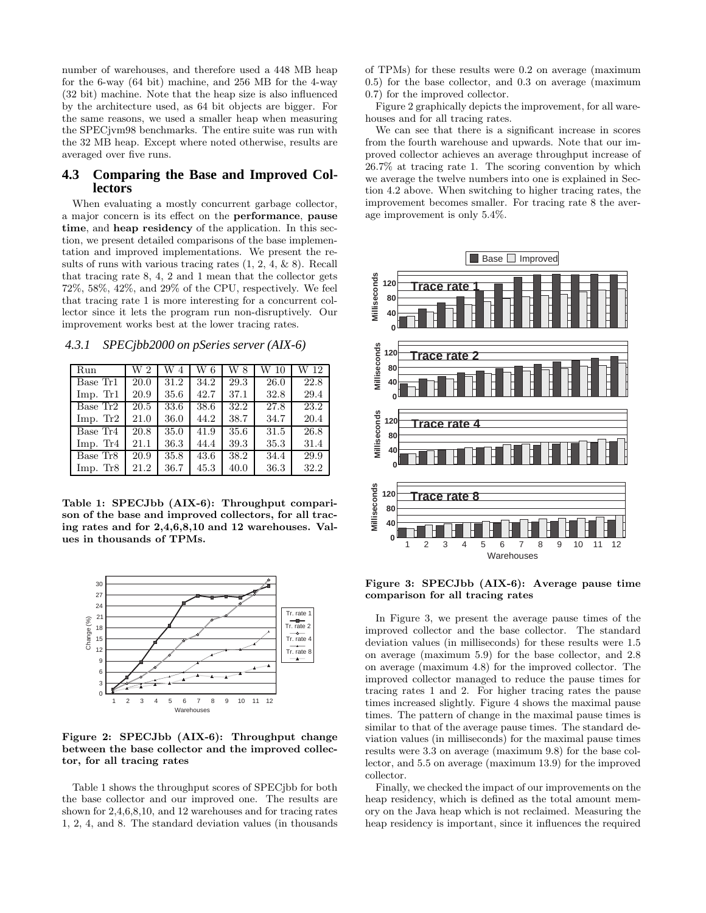number of warehouses, and therefore used a 448 MB heap for the 6-way (64 bit) machine, and 256 MB for the 4-way (32 bit) machine. Note that the heap size is also influenced by the architecture used, as 64 bit objects are bigger. For the same reasons, we used a smaller heap when measuring the SPECjvm98 benchmarks. The entire suite was run with the 32 MB heap. Except where noted otherwise, results are averaged over five runs.

## 4.3 Comparing the Base and Improved Collectors

When evaluating a mostly concurrent garbage collector, a major concern is its effect on the **performance**, **pause time**, and **heap residency** of the application. In this section, we present detailed comparisons of the base implementation and improved implementations. We present the results of runs with various tracing rates (1, 2, 4, & 8). Recall that tracing rate 8, 4, 2 and 1 mean that the collector gets 72%, 58%, 42%, and 29% of the CPU, respectively. We feel that tracing rate 1 is more interesting for a concurrent collector since it lets the program run non-disruptively. Our improvement works best at the lower tracing rates.

### 4.3.1 *SPECjbb2000 on pSeries server (AIX-6)*

| Run | W 2 | W 4 | W 6 | W 8 | W 10 | W 12 |
|---|---|---|---|---|---|---|
| Base Tr1 | 20.0 | 31.2 | 34.2 | 29.3 | 26.0 | 22.8 |
| Imp. Tr1 | 20.9 | 35.6 | 42.7 | 37.1 | 32.8 | 29.4 |
| Base Tr2 | 20.5 | 33.6 | 38.6 | 32.2 | 27.8 | 23.2 |
| Imp. Tr2 | 21.0 | 36.0 | 44.2 | 38.7 | 34.7 | 20.4 |
| Base Tr4 | 20.8 | 35.0 | 41.9 | 35.6 | 31.5 | 26.8 |
| Imp. Tr4 | 21.1 | 36.3 | 44.4 | 39.3 | 35.3 | 31.4 |
| Base Tr8 | 20.9 | 35.8 | 43.6 | 38.2 | 34.4 | 29.9 |
| Imp. Tr8 | 21.2 | 36.7 | 45.3 | 40.0 | 36.3 | 32.2 |

**Table 1: SPECJbb (AIX-6): Throughput comparison of the base and improved collectors, for all tracing rates and for 2,4,6,8,10 and 12 warehouses. Values in thousands of TPMs.**

Change (%)
30
27
24
21
18
15
12
9
6
3
0
1 2 3 4 5 6 7 8 9 10 11 12
Warehouses
Tr. rate 1
Tr. rate 2
Tr. rate 4
Tr. rate 8

**Figure 2: SPECJbb (AIX-6): Throughput change between the base collector and the improved collector, for all tracing rates**

Table 1 shows the throughput scores of SPECjbb for both the base collector and our improved one. The results are shown for 2,4,6,8,10, and 12 warehouses and for tracing rates 1, 2, 4, and 8. The standard deviation values (in thousands of TPMs) for these results were 0.2 on average (maximum 0.5) for the base collector, and 0.3 on average (maximum 0.7) for the improved collector.

Figure 2 graphically depicts the improvement, for all warehouses and for all tracing rates.

We can see that there is a significant increase in scores from the fourth warehouse and upwards. Note that our improved collector achieves an average throughput increase of 26.7% at tracing rate 1. The scoring convention by which we average the twelve numbers into one is explained in Section 4.2 above. When switching to higher tracing rates, the improvement becomes smaller. For tracing rate 8 the average improvement is only 5.4%.

Base Improved
Milliseconds
120
80
40
0
Trace rate 1
Trace rate 2
Trace rate 4
Trace rate 8
1 2 3 4 5 6 7 8 9 10 11 12
Warehouses

**Figure 3: SPECJbb (AIX-6): Average pause time comparison for all tracing rates**

In Figure 3, we present the average pause times of the improved collector and the base collector. The standard deviation values (in milliseconds) for these results were 1.5 on average (maximum 5.9) for the base collector, and 2.8 on average (maximum 4.8) for the improved collector. The improved collector managed to reduce the pause times for tracing rates 1 and 2. For higher tracing rates the pause times increased slightly. Figure 4 shows the maximal pause times. The pattern of change in the maximal pause times is similar to that of the average pause times. The standard deviation values (in milliseconds) for the maximal pause times results were 3.3 on average (maximum 9.8) for the base collector, and 5.5 on average (maximum 13.9) for the improved collector.

Finally, we checked the impact of our improvements on the heap residency, which is defined as the total amount memory on the Java heap which is not reclaimed. Measuring the heap residency is important, since it influences the required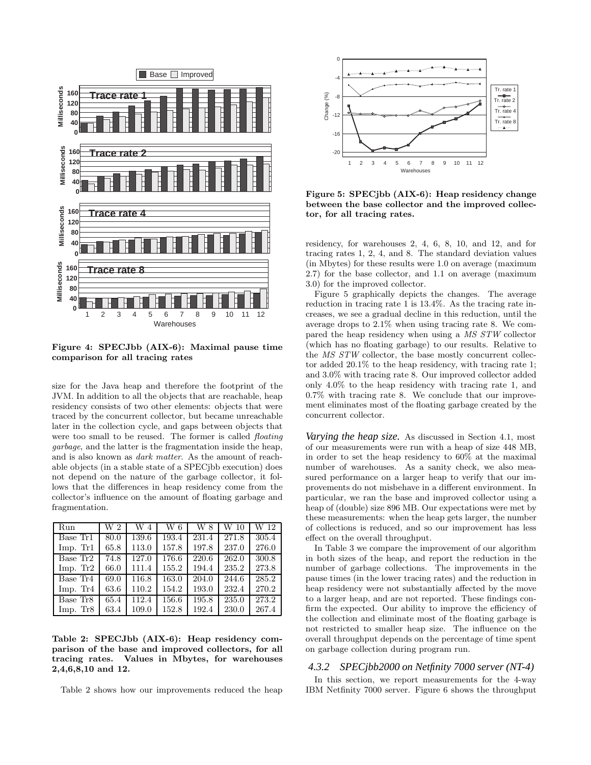Base Improved

Trace rate 1

Milliseconds

160
120
80
40
0

Trace rate 2

Milliseconds

160
120
80
40
0

Trace rate 4

Milliseconds

160
120
80
40
0

Trace rate 8

Milliseconds

160
120
80
40
0

1 2 3 4 5 6 7 8 9 10 11 12

Warehouses

**Figure 4: SPECJbb (AIX-6): Maximal pause time comparison for all tracing rates**

size for the Java heap and therefore the footprint of the JVM. In addition to all the objects that are reachable, heap residency consists of two other elements: objects that were traced by the concurrent collector, but became unreachable later in the collection cycle, and gaps between objects that were too small to be reused. The former is called *floating garbage*, and the latter is the fragmentation inside the heap, and is also known as *dark matter*. As the amount of reachable objects (in a stable state of a SPECjbb execution) does not depend on the nature of the garbage collector, it follows that the differences in heap residency come from the collector's influence on the amount of floating garbage and fragmentation.

| Run | W 2 | W 4 | W 6 | W 8 | W 10 | W 12 |
|---|---|---|---|---|---|---|
| Base Tr1 | 80.0 | 139.6 | 193.4 | 231.4 | 271.8 | 305.4 |
| Imp. Tr1 | 65.8 | 113.0 | 157.8 | 197.8 | 237.0 | 276.0 |
| Base Tr2 | 74.8 | 127.0 | 176.6 | 220.6 | 262.0 | 300.8 |
| Imp. Tr2 | 66.0 | 111.4 | 155.2 | 194.4 | 235.2 | 273.8 |
| Base Tr4 | 69.0 | 116.8 | 163.0 | 204.0 | 244.6 | 285.2 |
| Imp. Tr4 | 63.6 | 110.2 | 154.2 | 193.0 | 232.4 | 270.2 |
| Base Tr8 | 65.4 | 112.4 | 156.6 | 195.8 | 235.0 | 273.2 |
| Imp. Tr8 | 63.4 | 109.0 | 152.8 | 192.4 | 230.0 | 267.4 |

**Table 2: SPECJbb (AIX-6): Heap residency comparison of the base and improved collectors, for all tracing rates. Values in Mbytes, for warehouses 2,4,6,8,10 and 12.**

Table 2 shows how our improvements reduced the heap residency, for warehouses 2, 4, 6, 8, 10, and 12, and for tracing rates 1, 2, 4, and 8. The standard deviation values (in Mbytes) for these results were 1.0 on average (maximum 2.7) for the base collector, and 1.1 on average (maximum 3.0) for the improved collector.

0
-4
-8
-12
-16
-20

Change (%)

1 2 3 4 5 6 7 8 9 10 11 12

Warehouses

Tr. rate 1
Tr. rate 2
Tr. rate 4
Tr. rate 8

**Figure 5: SPECjbb (AIX-6): Heap residency change between the base collector and the improved collector, for all tracing rates.**

Figure 5 graphically depicts the changes. The average reduction in tracing rate 1 is 13.4%. As the tracing rate increases, we see a gradual decline in this reduction, until the average drops to 2.1% when using tracing rate 8. We compared the heap residency when using a *MS STW* collector (which has no floating garbage) to our results. Relative to the *MS STW* collector, the base mostly concurrent collector added 20.1% to the heap residency, with tracing rate 1; and 3.0% with tracing rate 8. Our improved collector added only 4.0% to the heap residency with tracing rate 1, and 0.7% with tracing rate 8. We conclude that our improvement eliminates most of the floating garbage created by the concurrent collector.

***Varying the heap size.*** As discussed in Section 4.1, most of our measurements were run with a heap of size 448 MB, in order to set the heap residency to 60% at the maximal number of warehouses. As a sanity check, we also measured performance on a larger heap to verify that our improvements do not misbehave in a different environment. In particular, we ran the base and improved collector using a heap of (double) size 896 MB. Our expectations were met by these measurements: when the heap gets larger, the number of collections is reduced, and so our improvement has less effect on the overall throughput.

In Table 3 we compare the improvement of our algorithm in both sizes of the heap, and report the reduction in the number of garbage collections. The improvements in the pause times (in the lower tracing rates) and the reduction in heap residency were not substantially affected by the move to a larger heap, and are not reported. These findings confirm the expected. Our ability to improve the efficiency of the collection and eliminate most of the floating garbage is not restricted to smaller heap size. The influence on the overall throughput depends on the percentage of time spent on garbage collection during program run.

### *4.3.2 SPECjbb2000 on Netfinity 7000 server (NT-4)*

In this section, we report measurements for the 4-way IBM Netfinity 7000 server. Figure 6 shows the throughput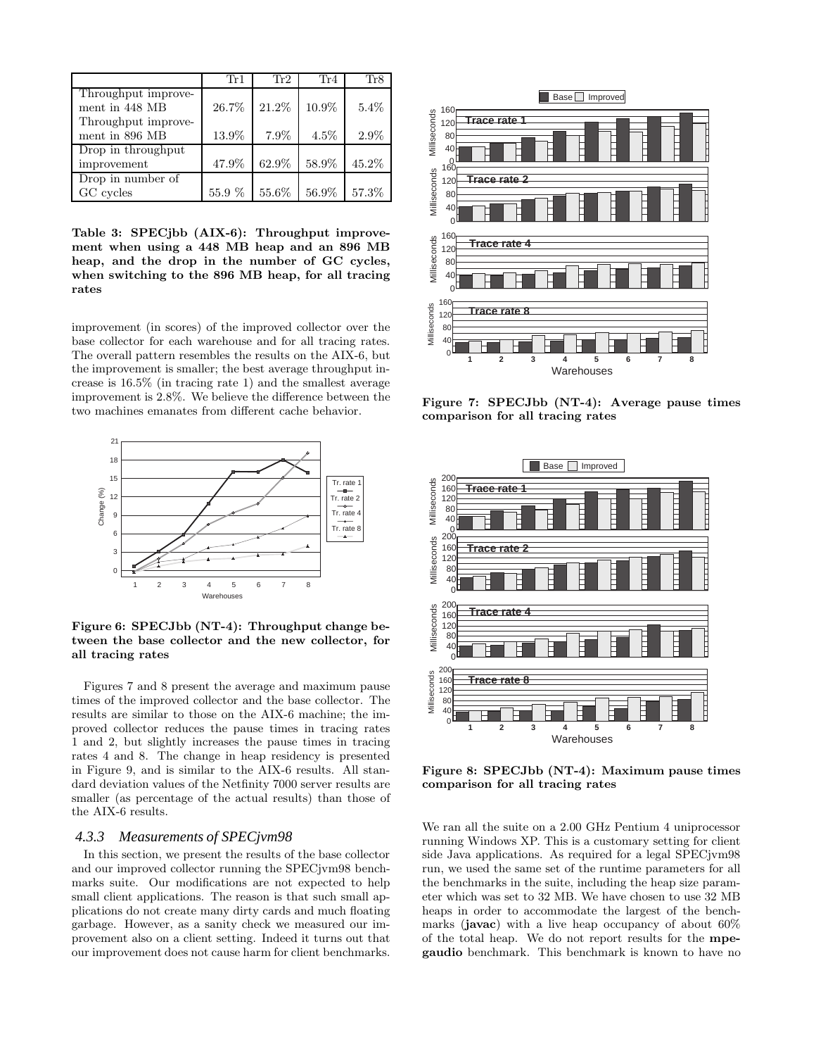| | Tr1 | Tr2 | Tr4 | Tr8 |
|---|---|---|---|---|
| Throughput improvement in 448 MB | 26.7% | 21.2% | 10.9% | 5.4% |
| Throughput improvement in 896 MB | 13.9% | 7.9% | 4.5% | 2.9% |
| Drop in throughput improvement | 47.9% | 62.9% | 58.9% | 45.2% |
| Drop in number of GC cycles | 55.9 % | 55.6% | 56.9% | 57.3% |

**Table 3: SPECjbb (AIX-6): Throughput improvement when using a 448 MB heap and an 896 MB heap, and the drop in the number of GC cycles, when switching to the 896 MB heap, for all tracing rates**

improvement (in scores) of the improved collector over the base collector for each warehouse and for all tracing rates. The overall pattern resembles the results on the AIX-6, but the improvement is smaller; the best average throughput increase is 16.5% (in tracing rate 1) and the smallest average improvement is 2.8%. We believe the difference between the two machines emanates from different cache behavior.

Change (%)
0 3 6 9 12 15 18 21
1 2 3 4 5 6 7 8
Warehouses
Tr. rate 1
Tr. rate 2
Tr. rate 4
Tr. rate 8

**Figure 6: SPECJbb (NT-4): Throughput change between the base collector and the new collector, for all tracing rates**

Figures 7 and 8 present the average and maximum pause times of the improved collector and the base collector. The results are similar to those on the AIX-6 machine; the improved collector reduces the pause times in tracing rates 1 and 2, but slightly increases the pause times in tracing rates 4 and 8. The change in heap residency is presented in Figure 9, and is similar to the AIX-6 results. All standard deviation values of the Netfinity 7000 server results are smaller (as percentage of the actual results) than those of the AIX-6 results.

### 4.3.3 Measurements of SPECjvm98

In this section, we present the results of the base collector and our improved collector running the SPECjvm98 benchmarks suite. Our modifications are not expected to help small client applications. The reason is that such small applications do not create many dirty cards and much floating garbage. However, as a sanity check we measured our improvement also on a client setting. Indeed it turns out that our improvement does not cause harm for client benchmarks.

Base Improved
Milliseconds
Trace rate 1
Trace rate 2
Trace rate 4
Trace rate 8
0 40 80 120 160
1 2 3 4 5 6 7 8
Warehouses

**Figure 7: SPECJbb (NT-4): Average pause times comparison for all tracing rates**

Base Improved
Milliseconds
Trace rate 1
Trace rate 2
Trace rate 4
Trace rate 8
0 40 80 120 160 200
1 2 3 4 5 6 7 8
Warehouses

**Figure 8: SPECJbb (NT-4): Maximum pause times comparison for all tracing rates**

We ran all the suite on a 2.00 GHz Pentium 4 uniprocessor running Windows XP. This is a customary setting for client side Java applications. As required for a legal SPECjvm98 run, we used the same set of the runtime parameters for all the benchmarks in the suite, including the heap size parameter which was set to 32 MB. We have chosen to use 32 MB heaps in order to accommodate the largest of the benchmarks (**javac**) with a live heap occupancy of about 60% of the total heap. We do not report results for the **mpegaudio** benchmark. This benchmark is known to have no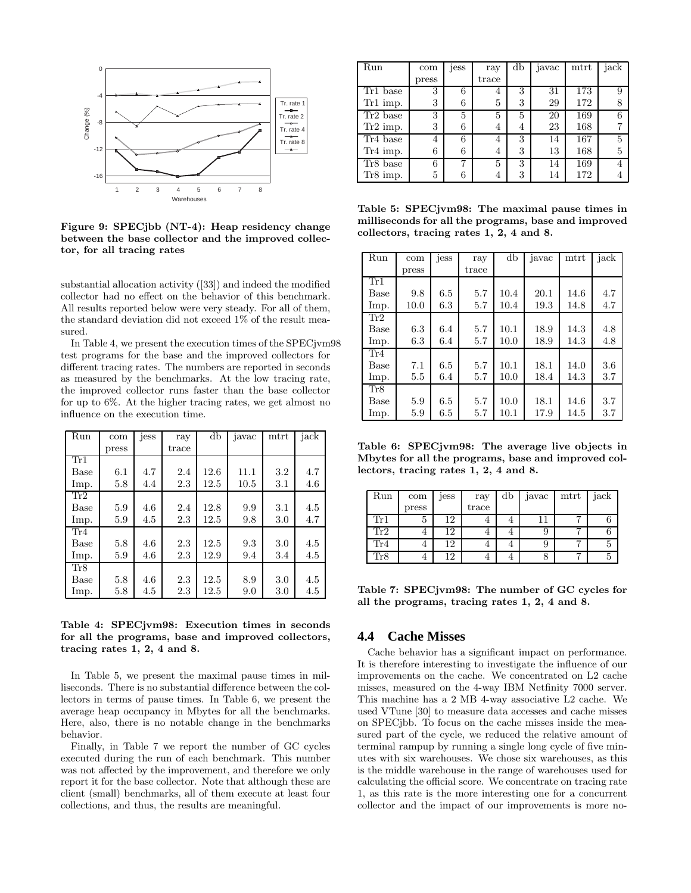0
-4
-8
-12
-16
Change (%)
1 2 3 4 5 6 7 8
Warehouses
Tr. rate 1
Tr. rate 2
Tr. rate 4
Tr. rate 8

**Figure 9: SPECjbb (NT-4): Heap residency change between the base collector and the improved collector, for all tracing rates**

substantial allocation activity ([33]) and indeed the modified collector had no effect on the behavior of this benchmark. All results reported below were very steady. For all of them, the standard deviation did not exceed 1% of the result measured.

In Table 4, we present the execution times of the SPECjvm98 test programs for the base and the improved collectors for different tracing rates. The numbers are reported in seconds as measured by the benchmarks. At the low tracing rate, the improved collector runs faster than the base collector for up to 6%. At the higher tracing rates, we get almost no influence on the execution time.

| Run | compress | jess | raytrace | db | javac | mtrt | jack |
|---|---|---|---|---|---|---|---|
| Tr1 | | | | | | | |
| Base | 6.1 | 4.7 | 2.4 | 12.6 | 11.1 | 3.2 | 4.7 |
| Imp. | 5.8 | 4.4 | 2.3 | 12.5 | 10.5 | 3.1 | 4.6 |
| Tr2 | | | | | | | |
| Base | 5.9 | 4.6 | 2.4 | 12.8 | 9.9 | 3.1 | 4.5 |
| Imp. | 5.9 | 4.5 | 2.3 | 12.5 | 9.8 | 3.0 | 4.7 |
| Tr4 | | | | | | | |
| Base | 5.8 | 4.6 | 2.3 | 12.5 | 9.3 | 3.0 | 4.5 |
| Imp. | 5.9 | 4.6 | 2.3 | 12.9 | 9.4 | 3.4 | 4.5 |
| Tr8 | | | | | | | |
| Base | 5.8 | 4.6 | 2.3 | 12.5 | 8.9 | 3.0 | 4.5 |
| Imp. | 5.8 | 4.5 | 2.3 | 12.5 | 9.0 | 3.0 | 4.5 |

**Table 4: SPECjvm98: Execution times in seconds for all the programs, base and improved collectors, tracing rates 1, 2, 4 and 8.**

In Table 5, we present the maximal pause times in milliseconds. There is no substantial difference between the collectors in terms of pause times. In Table 6, we present the average heap occupancy in Mbytes for all the benchmarks. Here, also, there is no notable change in the benchmarks behavior.

Finally, in Table 7 we report the number of GC cycles executed during the run of each benchmark. This number was not affected by the improvement, and therefore we only report it for the base collector. Note that although these are client (small) benchmarks, all of them execute at least four collections, and thus, the results are meaningful.

| Run | compress | jess | raytrace | db | javac | mtrt | jack |
|---|---|---|---|---|---|---|---|
| Tr1 base | 3 | 6 | 4 | 3 | 31 | 173 | 9 |
| Tr1 imp. | 3 | 6 | 5 | 3 | 29 | 172 | 8 |
| Tr2 base | 3 | 5 | 5 | 5 | 20 | 169 | 6 |
| Tr2 imp. | 3 | 6 | 4 | 4 | 23 | 168 | 7 |
| Tr4 base | 4 | 6 | 4 | 3 | 14 | 167 | 5 |
| Tr4 imp. | 6 | 6 | 4 | 3 | 13 | 168 | 5 |
| Tr8 base | 6 | 7 | 5 | 3 | 14 | 169 | 4 |
| Tr8 imp. | 5 | 6 | 4 | 3 | 14 | 172 | 4 |

**Table 5: SPECjvm98: The maximal pause times in milliseconds for all the programs, base and improved collectors, tracing rates 1, 2, 4 and 8.**

| Run | compress | jess | raytrace | db | javac | mtrt | jack |
|---|---|---|---|---|---|---|---|
| Tr1 | | | | | | | |
| Base | 9.8 | 6.5 | 5.7 | 10.4 | 20.1 | 14.6 | 4.7 |
| Imp. | 10.0 | 6.3 | 5.7 | 10.4 | 19.3 | 14.8 | 4.7 |
| Tr2 | | | | | | | |
| Base | 6.3 | 6.4 | 5.7 | 10.1 | 18.9 | 14.3 | 4.8 |
| Imp. | 6.3 | 6.4 | 5.7 | 10.0 | 18.9 | 14.3 | 4.8 |
| Tr4 | | | | | | | |
| Base | 7.1 | 6.5 | 5.7 | 10.1 | 18.1 | 14.0 | 3.6 |
| Imp. | 5.5 | 6.4 | 5.7 | 10.0 | 18.4 | 14.3 | 3.7 |
| Tr8 | | | | | | | |
| Base | 5.9 | 6.5 | 5.7 | 10.0 | 18.1 | 14.6 | 3.7 |
| Imp. | 5.9 | 6.5 | 5.7 | 10.1 | 17.9 | 14.5 | 3.7 |

**Table 6: SPECjvm98: The average live objects in Mbytes for all the programs, base and improved collectors, tracing rates 1, 2, 4 and 8.**

| Run | compress | jess | raytrace | db | javac | mtrt | jack |
|---|---|---|---|---|---|---|---|
| Tr1 | 5 | 12 | 4 | 4 | 11 | 7 | 6 |
| Tr2 | 4 | 12 | 4 | 4 | 9 | 7 | 6 |
| Tr4 | 4 | 12 | 4 | 4 | 9 | 7 | 5 |
| Tr8 | 4 | 12 | 4 | 4 | 8 | 7 | 5 |

**Table 7: SPECjvm98: The number of GC cycles for all the programs, tracing rates 1, 2, 4 and 8.**

## 4.4 Cache Misses

Cache behavior has a significant impact on performance. It is therefore interesting to investigate the influence of our improvements on the cache. We concentrated on L2 cache misses, measured on the 4-way IBM Netfinity 7000 server. This machine has a 2 MB 4-way associative L2 cache. We used VTune [30] to measure data accesses and cache misses on SPECjbb. To focus on the cache misses inside the measured part of the cycle, we reduced the relative amount of terminal rampup by running a single long cycle of five minutes with six warehouses. We chose six warehouses, as this is the middle warehouse in the range of warehouses used for calculating the official score. We concentrate on tracing rate 1, as this rate is the more interesting one for a concurrent collector and the impact of our improvements is more no-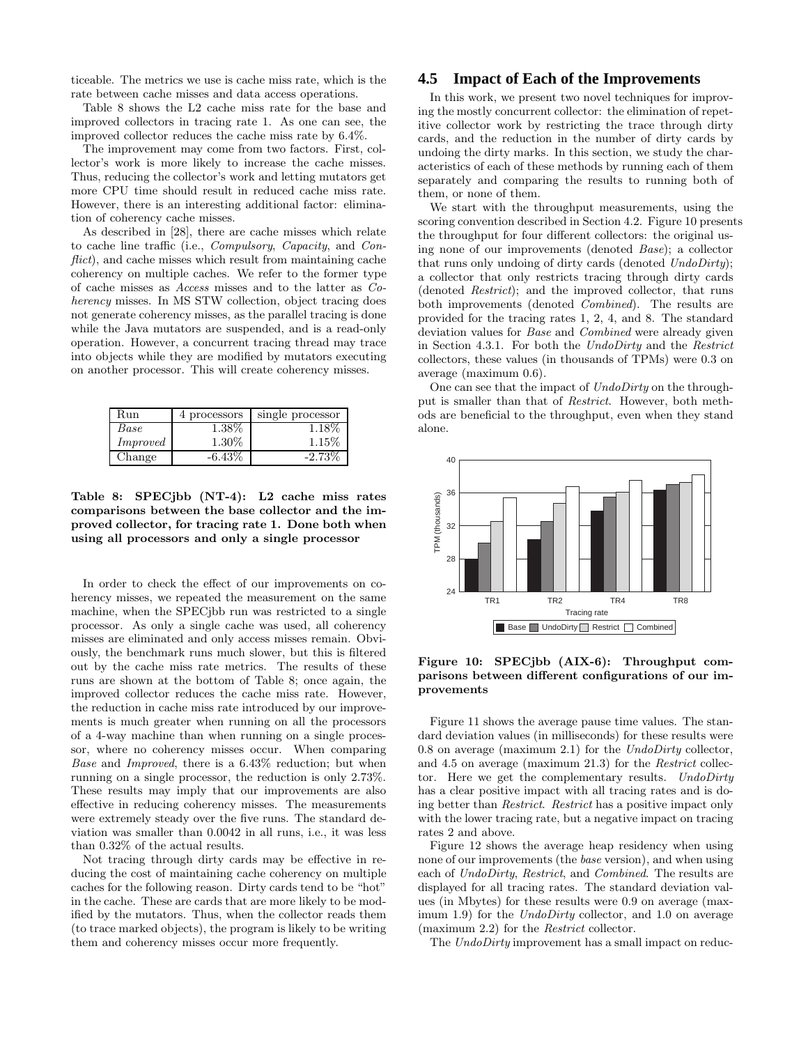ticeable. The metrics we use is cache miss rate, which is the rate between cache misses and data access operations.

Table 8 shows the L2 cache miss rate for the base and improved collectors in tracing rate 1. As one can see, the improved collector reduces the cache miss rate by 6.4%.

The improvement may come from two factors. First, collector's work is more likely to increase the cache misses. Thus, reducing the collector's work and letting mutators get more CPU time should result in reduced cache miss rate. However, there is an interesting additional factor: elimination of coherency cache misses.

As described in [28], there are cache misses which relate to cache line traffic (i.e., *Compulsory*, *Capacity*, and *Conflict*), and cache misses which result from maintaining cache coherency on multiple caches. We refer to the former type of cache misses as *Access* misses and to the latter as *Coherency* misses. In MS STW collection, object tracing does not generate coherency misses, as the parallel tracing is done while the Java mutators are suspended, and is a read-only operation. However, a concurrent tracing thread may trace into objects while they are modified by mutators executing on another processor. This will create coherency misses.

| Run | 4 processors | single processor |
|---|---|---|
| *Base* | 1.38% | 1.18% |
| *Improved* | 1.30% | 1.15% |
| Change | -6.43% | -2.73% |

**Table 8: SPECjbb (NT-4): L2 cache miss rates comparisons between the base collector and the improved collector, for tracing rate 1. Done both when using all processors and only a single processor**

In order to check the effect of our improvements on coherency misses, we repeated the measurement on the same machine, when the SPECjbb run was restricted to a single processor. As only a single cache was used, all coherency misses are eliminated and only access misses remain. Obviously, the benchmark runs much slower, but this is filtered out by the cache miss rate metrics. The results of these runs are shown at the bottom of Table 8; once again, the improved collector reduces the cache miss rate. However, the reduction in cache miss rate introduced by our improvements is much greater when running on all the processors of a 4-way machine than when running on a single processor, where no coherency misses occur. When comparing *Base* and *Improved*, there is a 6.43% reduction; but when running on a single processor, the reduction is only 2.73%. These results may imply that our improvements are also effective in reducing coherency misses. The measurements were extremely steady over the five runs. The standard deviation was smaller than 0.0042 in all runs, i.e., it was less than 0.32% of the actual results.

Not tracing through dirty cards may be effective in reducing the cost of maintaining cache coherency on multiple caches for the following reason. Dirty cards tend to be "hot" in the cache. These are cards that are more likely to be modified by the mutators. Thus, when the collector reads them (to trace marked objects), the program is likely to be writing them and coherency misses occur more frequently.

## 4.5 Impact of Each of the Improvements

In this work, we present two novel techniques for improving the mostly concurrent collector: the elimination of repetitive collector work by restricting the trace through dirty cards, and the reduction in the number of dirty cards by undoing the dirty marks. In this section, we study the characteristics of each of these methods by running each of them separately and comparing the results to running both of them, or none of them.

We start with the throughput measurements, using the scoring convention described in Section 4.2. Figure 10 presents the throughput for four different collectors: the original using none of our improvements (denoted *Base*); a collector that runs only undoing of dirty cards (denoted *UndoDirty*); a collector that only restricts tracing through dirty cards (denoted *Restrict*); and the improved collector, that runs both improvements (denoted *Combined*). The results are provided for the tracing rates 1, 2, 4, and 8. The standard deviation values for *Base* and *Combined* were already given in Section 4.3.1. For both the *UndoDirty* and the *Restrict* collectors, these values (in thousands of TPMs) were 0.3 on average (maximum 0.6).

One can see that the impact of *UndoDirty* on the throughput is smaller than that of *Restrict*. However, both methods are beneficial to the throughput, even when they stand alone.

TPM (thousands)
40
36
32
28
24
TR1 TR2 TR4 TR8
Tracing rate
Base UndoDirty Restrict Combined

**Figure 10: SPECjbb (AIX-6): Throughput comparisons between different configurations of our improvements**

Figure 11 shows the average pause time values. The standard deviation values (in milliseconds) for these results were 0.8 on average (maximum 2.1) for the *UndoDirty* collector, and 4.5 on average (maximum 21.3) for the *Restrict* collector. Here we get the complementary results. *UndoDirty* has a clear positive impact with all tracing rates and is doing better than *Restrict*. *Restrict* has a positive impact only with the lower tracing rate, but a negative impact on tracing rates 2 and above.

Figure 12 shows the average heap residency when using none of our improvements (the *base* version), and when using each of *UndoDirty*, *Restrict*, and *Combined*. The results are displayed for all tracing rates. The standard deviation values (in Mbytes) for these results were 0.9 on average (maximum 1.9) for the *UndoDirty* collector, and 1.0 on average (maximum 2.2) for the *Restrict* collector.

The *UndoDirty* improvement has a small impact on reduc-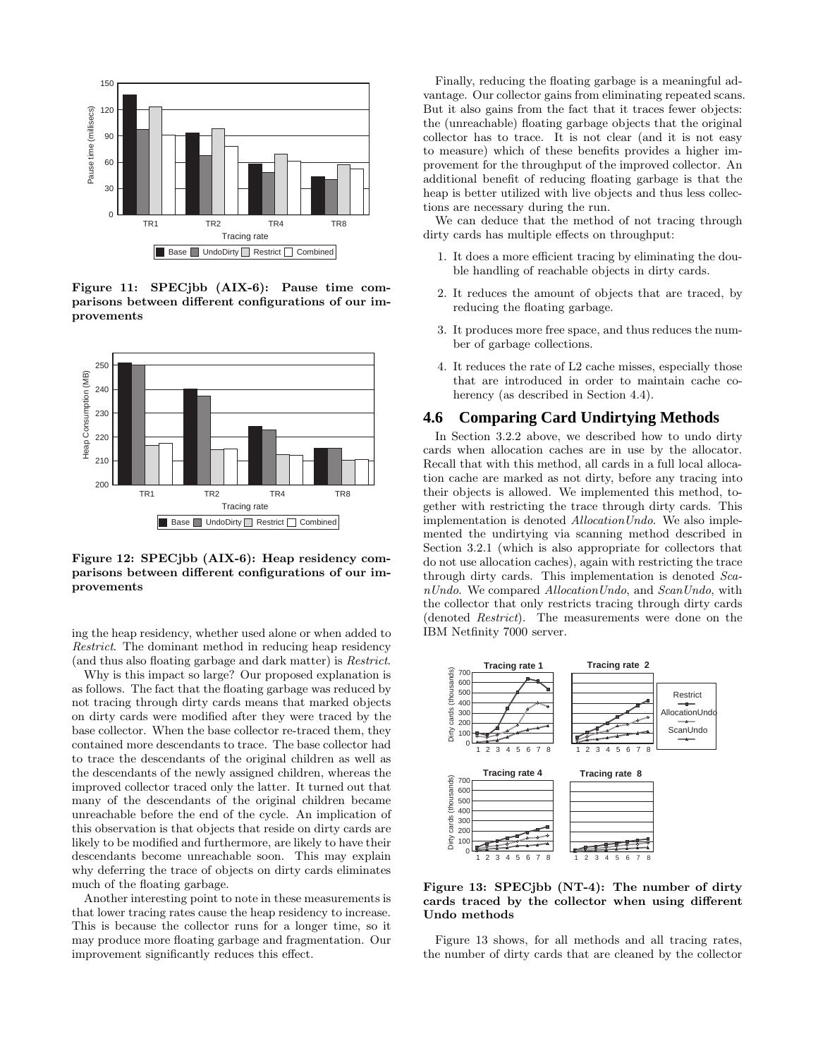150
120
90
60
30
0
Pause time (millisecs)
TR1 TR2 TR4 TR8
Tracing rate
Base UndoDirty Restrict Combined

**Figure 11: SPECjbb (AIX-6): Pause time comparisons between different configurations of our improvements**

250
240
230
220
210
200
Heap Consumption (MB)
TR1 TR2 TR4 TR8
Tracing rate
Base UndoDirty Restrict Combined

**Figure 12: SPECjbb (AIX-6): Heap residency comparisons between different configurations of our improvements**

ing the heap residency, whether used alone or when added to *Restrict*. The dominant method in reducing heap residency (and thus also floating garbage and dark matter) is *Restrict*.

Why is this impact so large? Our proposed explanation is as follows. The fact that the floating garbage was reduced by not tracing through dirty cards means that marked objects on dirty cards were modified after they were traced by the base collector. When the base collector re-traced them, they contained more descendants to trace. The base collector had to trace the descendants of the original children as well as the descendants of the newly assigned children, whereas the improved collector traced only the latter. It turned out that many of the descendants of the original children became unreachable before the end of the cycle. An implication of this observation is that objects that reside on dirty cards are likely to be modified and furthermore, are likely to have their descendants become unreachable soon. This may explain why deferring the trace of objects on dirty cards eliminates much of the floating garbage.

Another interesting point to note in these measurements is that lower tracing rates cause the heap residency to increase. This is because the collector runs for a longer time, so it may produce more floating garbage and fragmentation. Our improvement significantly reduces this effect.

Finally, reducing the floating garbage is a meaningful advantage. Our collector gains from eliminating repeated scans. But it also gains from the fact that it traces fewer objects: the (unreachable) floating garbage objects that the original collector has to trace. It is not clear (and it is not easy to measure) which of these benefits provides a higher improvement for the throughput of the improved collector. An additional benefit of reducing floating garbage is that the heap is better utilized with live objects and thus less collections are necessary during the run.

We can deduce that the method of not tracing through dirty cards has multiple effects on throughput:

1. It does a more efficient tracing by eliminating the double handling of reachable objects in dirty cards.
2. It reduces the amount of objects that are traced, by reducing the floating garbage.
3. It produces more free space, and thus reduces the number of garbage collections.
4. It reduces the rate of L2 cache misses, especially those that are introduced in order to maintain cache coherency (as described in Section 4.4).

## 4.6 Comparing Card Undirtying Methods

In Section 3.2.2 above, we described how to undo dirty cards when allocation caches are in use by the allocator. Recall that with this method, all cards in a full local allocation cache are marked as not dirty, before any tracing into their objects is allowed. We implemented this method, together with restricting the trace through dirty cards. This implementation is denoted *AllocationUndo*. We also implemented the undirtying via scanning method described in Section 3.2.1 (which is also appropriate for collectors that do not use allocation caches), again with restricting the trace through dirty cards. This implementation is denoted *ScanUndo*. We compared *AllocationUndo*, and *ScanUndo*, with the collector that only restricts tracing through dirty cards (denoted *Restrict*). The measurements were done on the IBM Netfinity 7000 server.

Tracing rate 1
Tracing rate 2
Tracing rate 4
Tracing rate 8
Dirty cards (thousands)
700
600
500
400
300
200
100
0
1 2 3 4 5 6 7 8
Restrict
AllocationUndo
ScanUndo

**Figure 13: SPECjbb (NT-4): The number of dirty cards traced by the collector when using different Undo methods**

Figure 13 shows, for all methods and all tracing rates, the number of dirty cards that are cleaned by the collector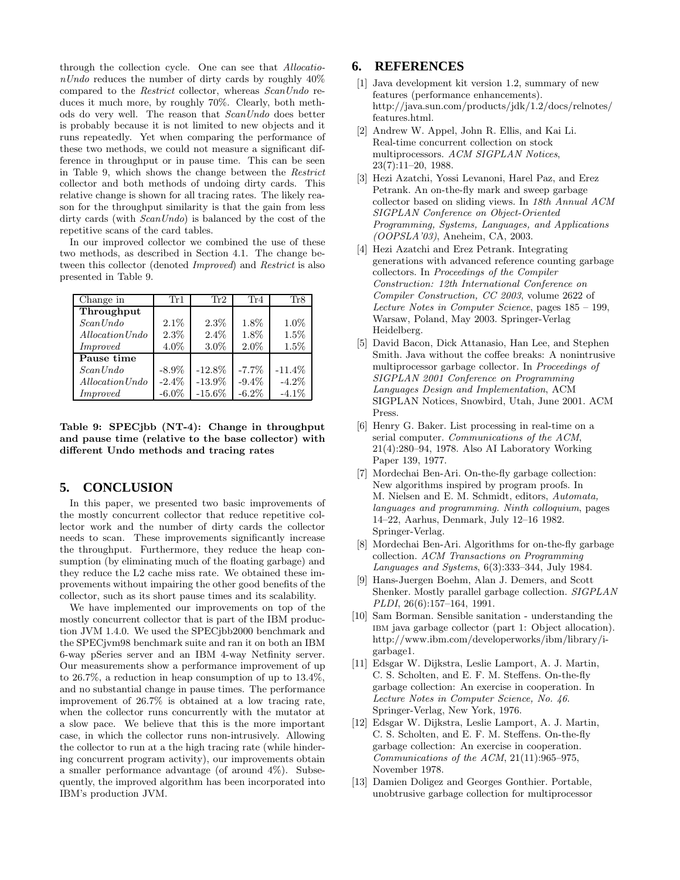through the collection cycle. One can see that *AllocationUndo* reduces the number of dirty cards by roughly 40% compared to the *Restrict* collector, whereas *ScanUndo* reduces it much more, by roughly 70%. Clearly, both methods do very well. The reason that *ScanUndo* does better is probably because it is not limited to new objects and it runs repeatedly. Yet when comparing the performance of these two methods, we could not measure a significant difference in throughput or in pause time. This can be seen in Table 9, which shows the change between the *Restrict* collector and both methods of undoing dirty cards. This relative change is shown for all tracing rates. The likely reason for the throughput similarity is that the gain from less dirty cards (with *ScanUndo*) is balanced by the cost of the repetitive scans of the card tables.

In our improved collector we combined the use of these two methods, as described in Section 4.1. The change between this collector (denoted *Improved*) and *Restrict* is also presented in Table 9.

| Change in | Tr1 | Tr2 | Tr4 | Tr8 |
|---|---|---|---|---|
| **Throughput** | | | | |
| *ScanUndo* | 2.1% | 2.3% | 1.8% | 1.0% |
| *AllocationUndo* | 2.3% | 2.4% | 1.8% | 1.5% |
| *Improved* | 4.0% | 3.0% | 2.0% | 1.5% |
| **Pause time** | | | | |
| *ScanUndo* | -8.9% | -12.8% | -7.7% | -11.4% |
| *AllocationUndo* | -2.4% | -13.9% | -9.4% | -4.2% |
| *Improved* | -6.0% | -15.6% | -6.2% | -4.1% |

**Table 9: SPECjbb (NT-4): Change in throughput and pause time (relative to the base collector) with different Undo methods and tracing rates**

## 5. CONCLUSION

In this paper, we presented two basic improvements of the mostly concurrent collector that reduce repetitive collector work and the number of dirty cards the collector needs to scan. These improvements significantly increase the throughput. Furthermore, they reduce the heap consumption (by eliminating much of the floating garbage) and they reduce the L2 cache miss rate. We obtained these improvements without impairing the other good benefits of the collector, such as its short pause times and its scalability.

We have implemented our improvements on top of the mostly concurrent collector that is part of the IBM production JVM 1.4.0. We used the SPECjbb2000 benchmark and the SPECjvm98 benchmark suite and ran it on both an IBM 6-way pSeries server and an IBM 4-way Netfinity server. Our measurements show a performance improvement of up to 26.7%, a reduction in heap consumption of up to 13.4%, and no substantial change in pause times. The performance improvement of 26.7% is obtained at a low tracing rate, when the collector runs concurrently with the mutator at a slow pace. We believe that this is the more important case, in which the collector runs non-intrusively. Allowing the collector to run at a the high tracing rate (while hindering concurrent program activity), our improvements obtain a smaller performance advantage (of around 4%). Subsequently, the improved algorithm has been incorporated into IBM's production JVM.

## 6. REFERENCES

[1] Java development kit version 1.2, summary of new features (performance enhancements). http://java.sun.com/products/jdk/1.2/docs/relnotes/features.html.

[2] Andrew W. Appel, John R. Ellis, and Kai Li. Real-time concurrent collection on stock multiprocessors. *ACM SIGPLAN Notices*, 23(7):11–20, 1988.

[3] Hezi Azatchi, Yossi Levanoni, Harel Paz, and Erez Petrank. An on-the-fly mark and sweep garbage collector based on sliding views. In *18th Annual ACM SIGPLAN Conference on Object-Oriented Programming, Systems, Languages, and Applications (OOPSLA'03)*, Aneheim, CA, 2003.

[4] Hezi Azatchi and Erez Petrank. Integrating generations with advanced reference counting garbage collectors. In *Proceedings of the Compiler Construction: 12th International Conference on Compiler Construction, CC 2003*, volume 2622 of *Lecture Notes in Computer Science*, pages 185 – 199, Warsaw, Poland, May 2003. Springer-Verlag Heidelberg.

[5] David Bacon, Dick Attanasio, Han Lee, and Stephen Smith. Java without the coffee breaks: A nonintrusive multiprocessor garbage collector. In *Proceedings of SIGPLAN 2001 Conference on Programming Languages Design and Implementation*, ACM SIGPLAN Notices, Snowbird, Utah, June 2001. ACM Press.

[6] Henry G. Baker. List processing in real-time on a serial computer. *Communications of the ACM*, 21(4):280–94, 1978. Also AI Laboratory Working Paper 139, 1977.

[7] Mordechai Ben-Ari. On-the-fly garbage collection: New algorithms inspired by program proofs. In M. Nielsen and E. M. Schmidt, editors, *Automata, languages and programming. Ninth colloquium*, pages 14–22, Aarhus, Denmark, July 12–16 1982. Springer-Verlag.

[8] Mordechai Ben-Ari. Algorithms for on-the-fly garbage collection. *ACM Transactions on Programming Languages and Systems*, 6(3):333–344, July 1984.

[9] Hans-Juergen Boehm, Alan J. Demers, and Scott Shenker. Mostly parallel garbage collection. *SIGPLAN PLDI*, 26(6):157–164, 1991.

[10] Sam Borman. Sensible sanitation - understanding the IBM java garbage collector (part 1: Object allocation). http://www.ibm.com/developerworks/ibm/library/i-garbage1.

[11] Edsgar W. Dijkstra, Leslie Lamport, A. J. Martin, C. S. Scholten, and E. F. M. Steffens. On-the-fly garbage collection: An exercise in cooperation. In *Lecture Notes in Computer Science, No. 46*. Springer-Verlag, New York, 1976.

[12] Edsgar W. Dijkstra, Leslie Lamport, A. J. Martin, C. S. Scholten, and E. F. M. Steffens. On-the-fly garbage collection: An exercise in cooperation. *Communications of the ACM*, 21(11):965–975, November 1978.

[13] Damien Doligez and Georges Gonthier. Portable, unobtrusive garbage collection for multiprocessor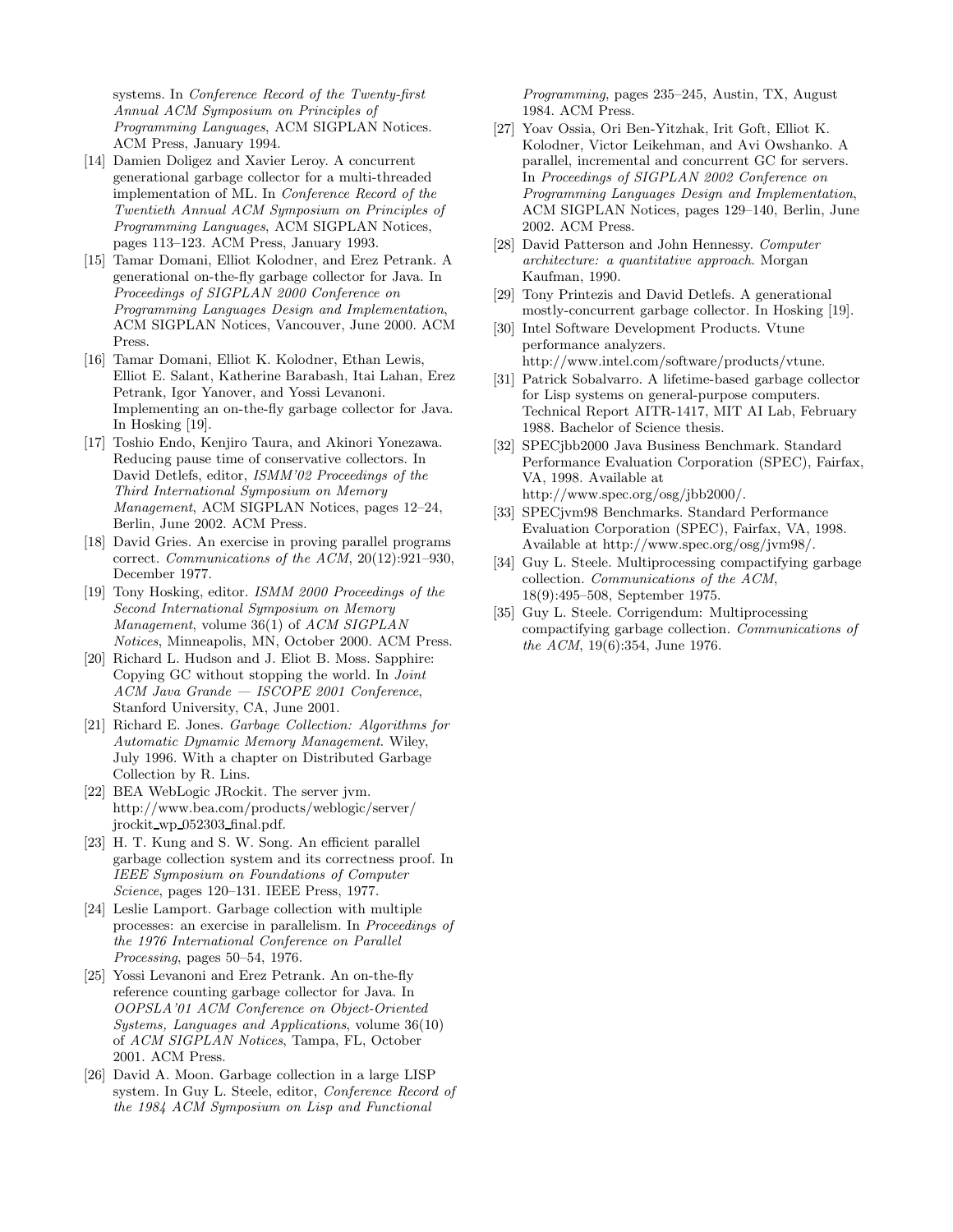systems. In *Conference Record of the Twenty-first Annual ACM Symposium on Principles of Programming Languages*, ACM SIGPLAN Notices. ACM Press, January 1994.

[14] Damien Doligez and Xavier Leroy. A concurrent generational garbage collector for a multi-threaded implementation of ML. In *Conference Record of the Twentieth Annual ACM Symposium on Principles of Programming Languages*, ACM SIGPLAN Notices, pages 113–123. ACM Press, January 1993.

[15] Tamar Domani, Elliot Kolodner, and Erez Petrank. A generational on-the-fly garbage collector for Java. In *Proceedings of SIGPLAN 2000 Conference on Programming Languages Design and Implementation*, ACM SIGPLAN Notices, Vancouver, June 2000. ACM Press.

[16] Tamar Domani, Elliot K. Kolodner, Ethan Lewis, Elliot E. Salant, Katherine Barabash, Itai Lahan, Erez Petrank, Igor Yanover, and Yossi Levanoni. Implementing an on-the-fly garbage collector for Java. In Hosking [19].

[17] Toshio Endo, Kenjiro Taura, and Akinori Yonezawa. Reducing pause time of conservative collectors. In David Detlefs, editor, *ISMM'02 Proceedings of the Third International Symposium on Memory Management*, ACM SIGPLAN Notices, pages 12–24, Berlin, June 2002. ACM Press.

[18] David Gries. An exercise in proving parallel programs correct. *Communications of the ACM*, 20(12):921–930, December 1977.

[19] Tony Hosking, editor. *ISMM 2000 Proceedings of the Second International Symposium on Memory Management*, volume 36(1) of *ACM SIGPLAN Notices*, Minneapolis, MN, October 2000. ACM Press.

[20] Richard L. Hudson and J. Eliot B. Moss. Sapphire: Copying GC without stopping the world. In *Joint ACM Java Grande — ISCOPE 2001 Conference*, Stanford University, CA, June 2001.

[21] Richard E. Jones. *Garbage Collection: Algorithms for Automatic Dynamic Memory Management*. Wiley, July 1996. With a chapter on Distributed Garbage Collection by R. Lins.

[22] BEA WebLogic JRockit. The server jvm. http://www.bea.com/products/weblogic/server/jrockit_wp_052303_final.pdf.

[23] H. T. Kung and S. W. Song. An efficient parallel garbage collection system and its correctness proof. In *IEEE Symposium on Foundations of Computer Science*, pages 120–131. IEEE Press, 1977.

[24] Leslie Lamport. Garbage collection with multiple processes: an exercise in parallelism. In *Proceedings of the 1976 International Conference on Parallel Processing*, pages 50–54, 1976.

[25] Yossi Levanoni and Erez Petrank. An on-the-fly reference counting garbage collector for Java. In *OOPSLA'01 ACM Conference on Object-Oriented Systems, Languages and Applications*, volume 36(10) of *ACM SIGPLAN Notices*, Tampa, FL, October 2001. ACM Press.

[26] David A. Moon. Garbage collection in a large LISP system. In Guy L. Steele, editor, *Conference Record of the 1984 ACM Symposium on Lisp and Functional Programming*, pages 235–245, Austin, TX, August 1984. ACM Press.

[27] Yoav Ossia, Ori Ben-Yitzhak, Irit Goft, Elliot K. Kolodner, Victor Leikehman, and Avi Owshanko. A parallel, incremental and concurrent GC for servers. In *Proceedings of SIGPLAN 2002 Conference on Programming Languages Design and Implementation*, ACM SIGPLAN Notices, pages 129–140, Berlin, June 2002. ACM Press.

[28] David Patterson and John Hennessy. *Computer architecture: a quantitative approach*. Morgan Kaufman, 1990.

[29] Tony Printezis and David Detlefs. A generational mostly-concurrent garbage collector. In Hosking [19].

[30] Intel Software Development Products. Vtune performance analyzers. http://www.intel.com/software/products/vtune.

[31] Patrick Sobalvarro. A lifetime-based garbage collector for Lisp systems on general-purpose computers. Technical Report AITR-1417, MIT AI Lab, February 1988. Bachelor of Science thesis.

[32] SPECjbb2000 Java Business Benchmark. Standard Performance Evaluation Corporation (SPEC), Fairfax, VA, 1998. Available at http://www.spec.org/osg/jbb2000/.

[33] SPECjvm98 Benchmarks. Standard Performance Evaluation Corporation (SPEC), Fairfax, VA, 1998. Available at http://www.spec.org/osg/jvm98/.

[34] Guy L. Steele. Multiprocessing compactifying garbage collection. *Communications of the ACM*, 18(9):495–508, September 1975.

[35] Guy L. Steele. Corrigendum: Multiprocessing compactifying garbage collection. *Communications of the ACM*, 19(6):354, June 1976.